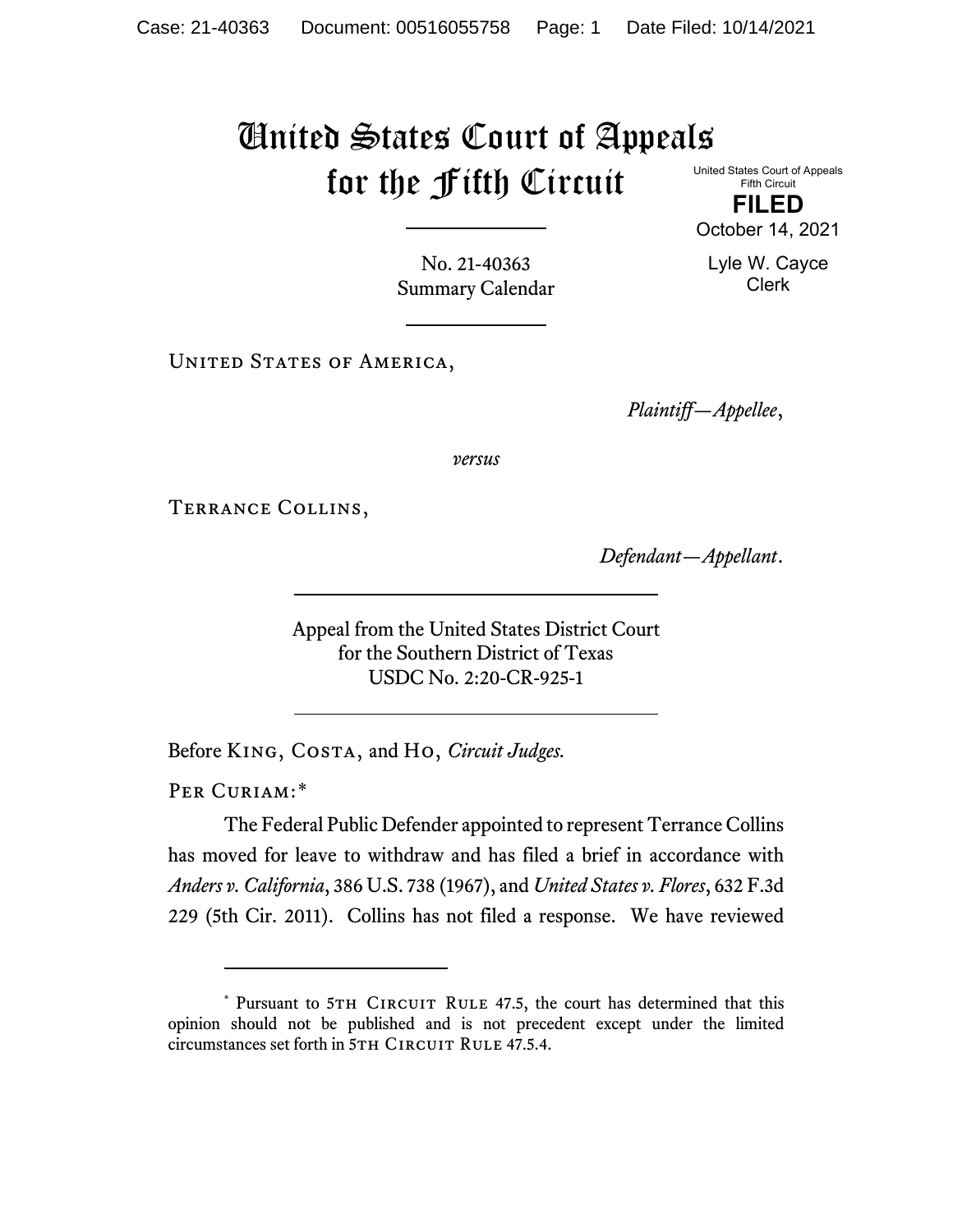# United States Court of Appeals for the Fifth Circuit

United States Court of Appeals
Fifth Circuit

**FILED**

October 14, 2021

Lyle W. Cayce
Clerk

No. 21-40363
Summary Calendar

---

United States of America,

*Plaintiff—Appellee*,

*versus*

Terrance Collins,

*Defendant—Appellant*.

---

Appeal from the United States District Court
for the Southern District of Texas
USDC No. 2:20-CR-925-1

---

Before King, Costa, and Ho, *Circuit Judges.*

Per Curiam:*

The Federal Public Defender appointed to represent Terrance Collins has moved for leave to withdraw and has filed a brief in accordance with *Anders v. California*, 386 U.S. 738 (1967), and *United States v. Flores*, 632 F.3d 229 (5th Cir. 2011). Collins has not filed a response. We have reviewed

---

\* Pursuant to 5th Circuit Rule 47.5, the court has determined that this opinion should not be published and is not precedent except under the limited circumstances set forth in 5th Circuit Rule 47.5.4.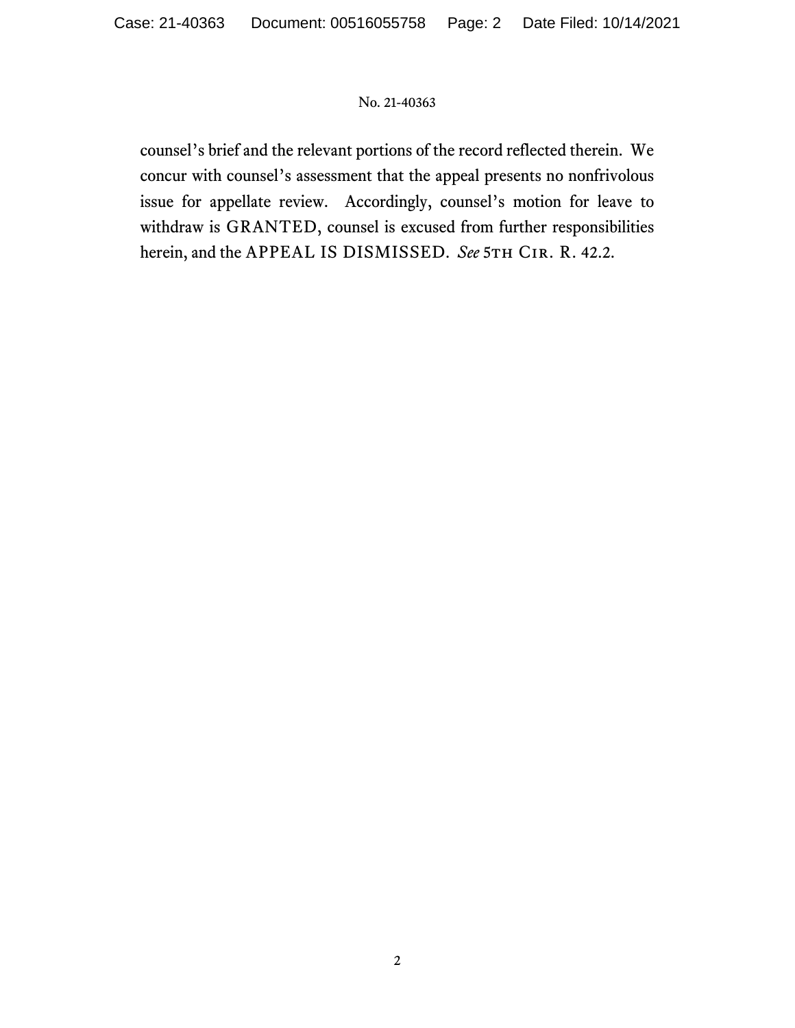counsel's brief and the relevant portions of the record reflected therein. We concur with counsel's assessment that the appeal presents no nonfrivolous issue for appellate review. Accordingly, counsel's motion for leave to withdraw is GRANTED, counsel is excused from further responsibilities herein, and the APPEAL IS DISMISSED. *See* 5TH CIR. R. 42.2.